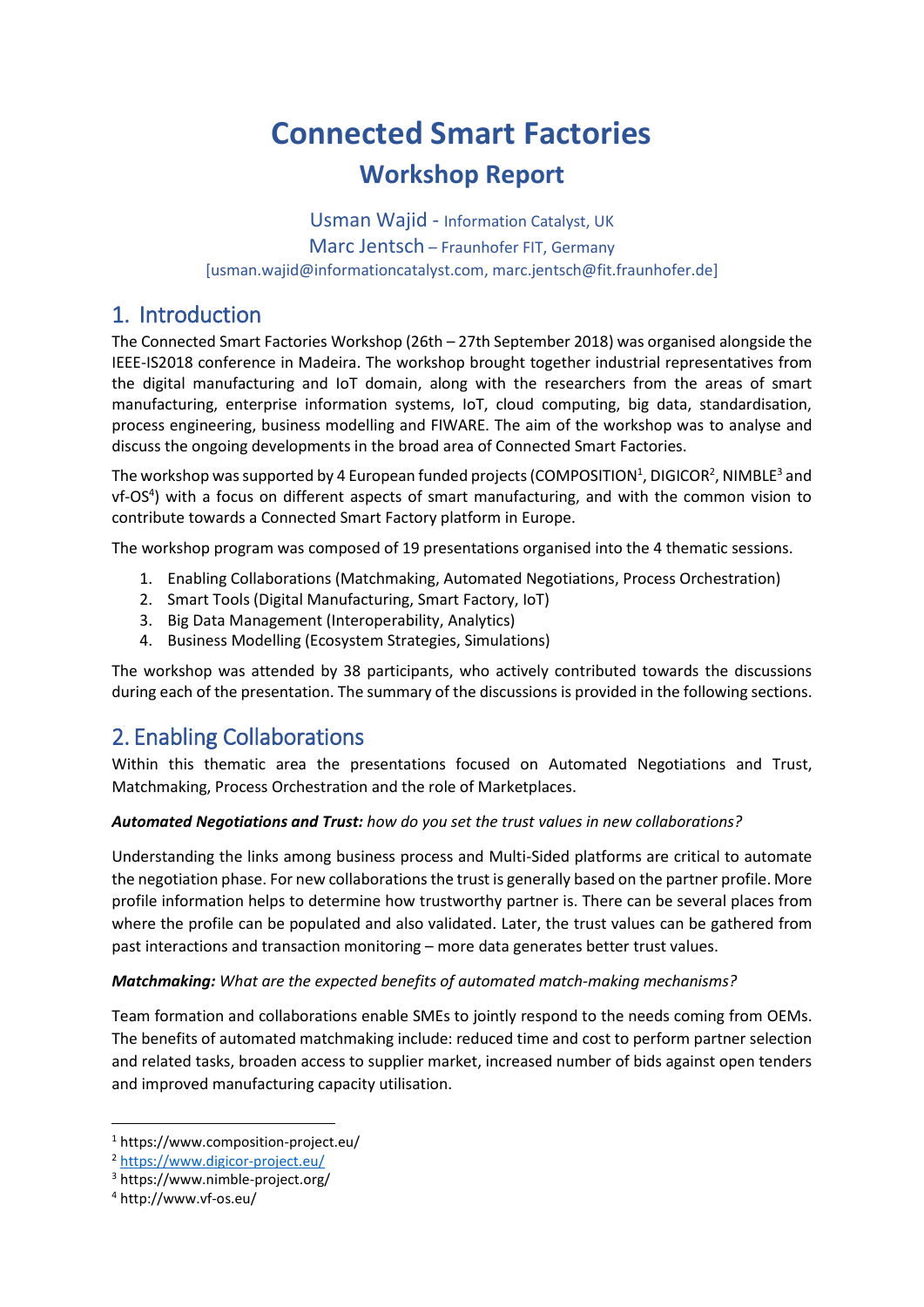# Connected Smart Factories

## Workshop Report

Usman Wajid - Information Catalyst, UK
Marc Jentsch – Fraunhofer FIT, Germany
[usman.wajid@informationcatalyst.com, marc.jentsch@fit.fraunhofer.de]

## 1. Introduction

The Connected Smart Factories Workshop (26th – 27th September 2018) was organised alongside the IEEE-IS2018 conference in Madeira. The workshop brought together industrial representatives from the digital manufacturing and IoT domain, along with the researchers from the areas of smart manufacturing, enterprise information systems, IoT, cloud computing, big data, standardisation, process engineering, business modelling and FIWARE. The aim of the workshop was to analyse and discuss the ongoing developments in the broad area of Connected Smart Factories.

The workshop was supported by 4 European funded projects (COMPOSITION[1], DIGICOR[2], NIMBLE[3] and vf-OS[4]) with a focus on different aspects of smart manufacturing, and with the common vision to contribute towards a Connected Smart Factory platform in Europe.

The workshop program was composed of 19 presentations organised into the 4 thematic sessions.

1. Enabling Collaborations (Matchmaking, Automated Negotiations, Process Orchestration)
2. Smart Tools (Digital Manufacturing, Smart Factory, IoT)
3. Big Data Management (Interoperability, Analytics)
4. Business Modelling (Ecosystem Strategies, Simulations)

The workshop was attended by 38 participants, who actively contributed towards the discussions during each of the presentation. The summary of the discussions is provided in the following sections.

## 2. Enabling Collaborations

Within this thematic area the presentations focused on Automated Negotiations and Trust, Matchmaking, Process Orchestration and the role of Marketplaces.

***Automated Negotiations and Trust:*** *how do you set the trust values in new collaborations?*

Understanding the links among business process and Multi-Sided platforms are critical to automate the negotiation phase. For new collaborations the trust is generally based on the partner profile. More profile information helps to determine how trustworthy partner is. There can be several places from where the profile can be populated and also validated. Later, the trust values can be gathered from past interactions and transaction monitoring – more data generates better trust values.

***Matchmaking:*** *What are the expected benefits of automated match-making mechanisms?*

Team formation and collaborations enable SMEs to jointly respond to the needs coming from OEMs. The benefits of automated matchmaking include: reduced time and cost to perform partner selection and related tasks, broaden access to supplier market, increased number of bids against open tenders and improved manufacturing capacity utilisation.

---

[1] https://www.composition-project.eu/
[2] https://www.digicor-project.eu/
[3] https://www.nimble-project.org/
[4] http://www.vf-os.eu/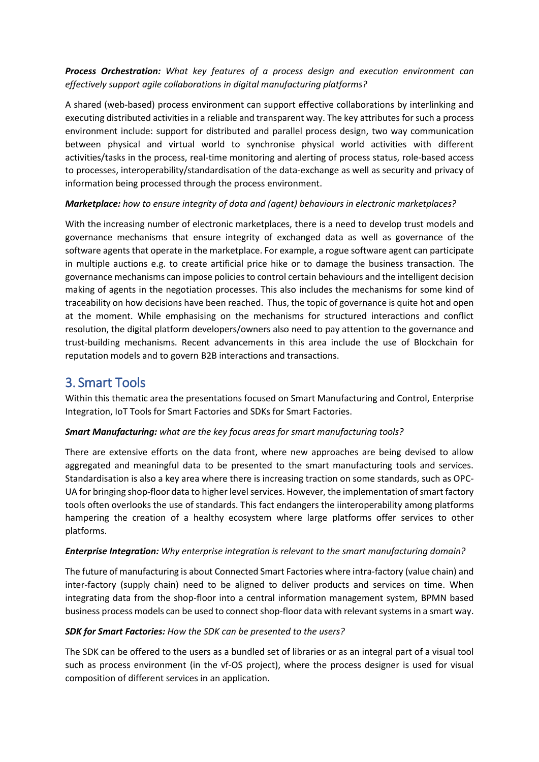***Process Orchestration:*** *What key features of a process design and execution environment can effectively support agile collaborations in digital manufacturing platforms?*

A shared (web-based) process environment can support effective collaborations by interlinking and executing distributed activities in a reliable and transparent way. The key attributes for such a process environment include: support for distributed and parallel process design, two way communication between physical and virtual world to synchronise physical world activities with different activities/tasks in the process, real-time monitoring and alerting of process status, role-based access to processes, interoperability/standardisation of the data-exchange as well as security and privacy of information being processed through the process environment.

***Marketplace:*** *how to ensure integrity of data and (agent) behaviours in electronic marketplaces?*

With the increasing number of electronic marketplaces, there is a need to develop trust models and governance mechanisms that ensure integrity of exchanged data as well as governance of the software agents that operate in the marketplace. For example, a rogue software agent can participate in multiple auctions e.g. to create artificial price hike or to damage the business transaction. The governance mechanisms can impose policies to control certain behaviours and the intelligent decision making of agents in the negotiation processes. This also includes the mechanisms for some kind of traceability on how decisions have been reached. Thus, the topic of governance is quite hot and open at the moment. While emphasising on the mechanisms for structured interactions and conflict resolution, the digital platform developers/owners also need to pay attention to the governance and trust-building mechanisms. Recent advancements in this area include the use of Blockchain for reputation models and to govern B2B interactions and transactions.

# 3. Smart Tools

Within this thematic area the presentations focused on Smart Manufacturing and Control, Enterprise Integration, IoT Tools for Smart Factories and SDKs for Smart Factories.

***Smart Manufacturing:*** *what are the key focus areas for smart manufacturing tools?*

There are extensive efforts on the data front, where new approaches are being devised to allow aggregated and meaningful data to be presented to the smart manufacturing tools and services. Standardisation is also a key area where there is increasing traction on some standards, such as OPC-UA for bringing shop-floor data to higher level services. However, the implementation of smart factory tools often overlooks the use of standards. This fact endangers the iinteroperability among platforms hampering the creation of a healthy ecosystem where large platforms offer services to other platforms.

***Enterprise Integration:*** *Why enterprise integration is relevant to the smart manufacturing domain?*

The future of manufacturing is about Connected Smart Factories where intra-factory (value chain) and inter-factory (supply chain) need to be aligned to deliver products and services on time. When integrating data from the shop-floor into a central information management system, BPMN based business process models can be used to connect shop-floor data with relevant systems in a smart way.

***SDK for Smart Factories:*** *How the SDK can be presented to the users?*

The SDK can be offered to the users as a bundled set of libraries or as an integral part of a visual tool such as process environment (in the vf-OS project), where the process designer is used for visual composition of different services in an application.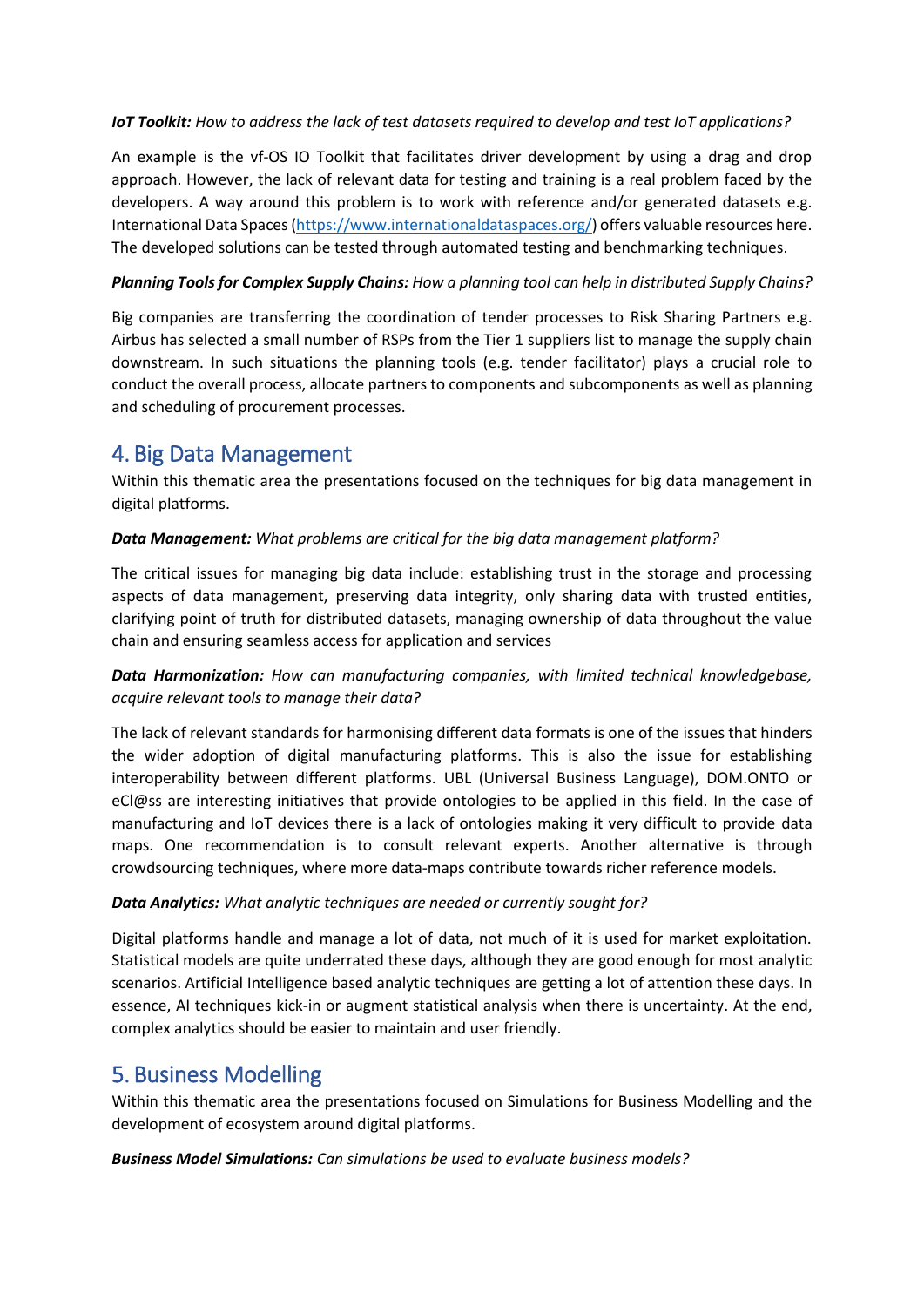***IoT Toolkit:*** *How to address the lack of test datasets required to develop and test IoT applications?*

An example is the vf-OS IO Toolkit that facilitates driver development by using a drag and drop approach. However, the lack of relevant data for testing and training is a real problem faced by the developers. A way around this problem is to work with reference and/or generated datasets e.g. International Data Spaces ([https://www.internationaldataspaces.org/](https://www.internationaldataspaces.org/)) offers valuable resources here. The developed solutions can be tested through automated testing and benchmarking techniques.

***Planning Tools for Complex Supply Chains:*** *How a planning tool can help in distributed Supply Chains?*

Big companies are transferring the coordination of tender processes to Risk Sharing Partners e.g. Airbus has selected a small number of RSPs from the Tier 1 suppliers list to manage the supply chain downstream. In such situations the planning tools (e.g. tender facilitator) plays a crucial role to conduct the overall process, allocate partners to components and subcomponents as well as planning and scheduling of procurement processes.

## 4. Big Data Management

Within this thematic area the presentations focused on the techniques for big data management in digital platforms.

***Data Management:*** *What problems are critical for the big data management platform?*

The critical issues for managing big data include: establishing trust in the storage and processing aspects of data management, preserving data integrity, only sharing data with trusted entities, clarifying point of truth for distributed datasets, managing ownership of data throughout the value chain and ensuring seamless access for application and services

***Data Harmonization:*** *How can manufacturing companies, with limited technical knowledgebase, acquire relevant tools to manage their data?*

The lack of relevant standards for harmonising different data formats is one of the issues that hinders the wider adoption of digital manufacturing platforms. This is also the issue for establishing interoperability between different platforms. UBL (Universal Business Language), DOM.ONTO or eCl@ss are interesting initiatives that provide ontologies to be applied in this field. In the case of manufacturing and IoT devices there is a lack of ontologies making it very difficult to provide data maps. One recommendation is to consult relevant experts. Another alternative is through crowdsourcing techniques, where more data-maps contribute towards richer reference models.

***Data Analytics:*** *What analytic techniques are needed or currently sought for?*

Digital platforms handle and manage a lot of data, not much of it is used for market exploitation. Statistical models are quite underrated these days, although they are good enough for most analytic scenarios. Artificial Intelligence based analytic techniques are getting a lot of attention these days. In essence, AI techniques kick-in or augment statistical analysis when there is uncertainty. At the end, complex analytics should be easier to maintain and user friendly.

## 5. Business Modelling

Within this thematic area the presentations focused on Simulations for Business Modelling and the development of ecosystem around digital platforms.

***Business Model Simulations:*** *Can simulations be used to evaluate business models?*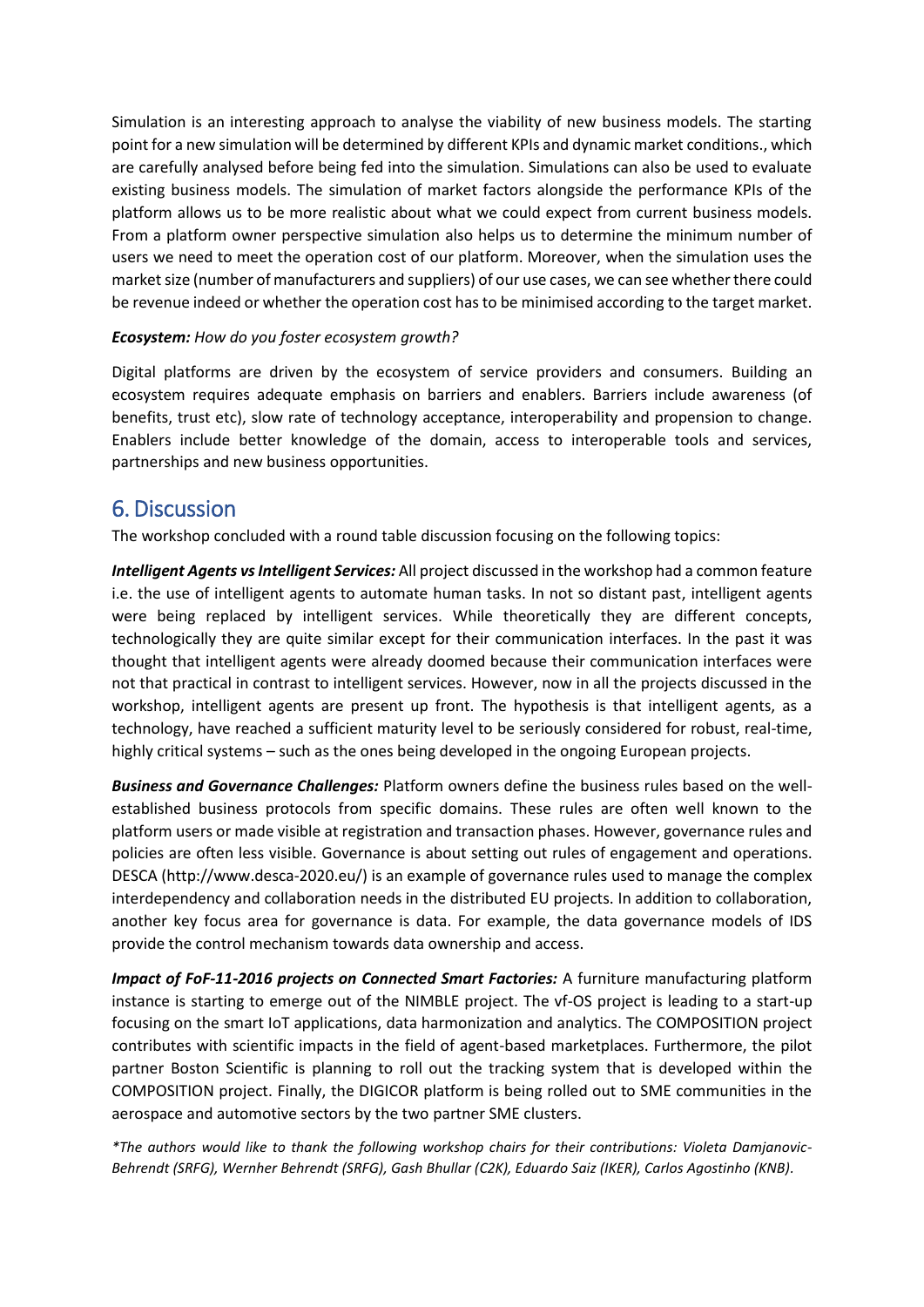Simulation is an interesting approach to analyse the viability of new business models. The starting point for a new simulation will be determined by different KPIs and dynamic market conditions., which are carefully analysed before being fed into the simulation. Simulations can also be used to evaluate existing business models. The simulation of market factors alongside the performance KPIs of the platform allows us to be more realistic about what we could expect from current business models. From a platform owner perspective simulation also helps us to determine the minimum number of users we need to meet the operation cost of our platform. Moreover, when the simulation uses the market size (number of manufacturers and suppliers) of our use cases, we can see whether there could be revenue indeed or whether the operation cost has to be minimised according to the target market.

***Ecosystem:*** *How do you foster ecosystem growth?*

Digital platforms are driven by the ecosystem of service providers and consumers. Building an ecosystem requires adequate emphasis on barriers and enablers. Barriers include awareness (of benefits, trust etc), slow rate of technology acceptance, interoperability and propension to change. Enablers include better knowledge of the domain, access to interoperable tools and services, partnerships and new business opportunities.

## 6. Discussion

The workshop concluded with a round table discussion focusing on the following topics:

***Intelligent Agents vs Intelligent Services:*** All project discussed in the workshop had a common feature i.e. the use of intelligent agents to automate human tasks. In not so distant past, intelligent agents were being replaced by intelligent services. While theoretically they are different concepts, technologically they are quite similar except for their communication interfaces. In the past it was thought that intelligent agents were already doomed because their communication interfaces were not that practical in contrast to intelligent services. However, now in all the projects discussed in the workshop, intelligent agents are present up front. The hypothesis is that intelligent agents, as a technology, have reached a sufficient maturity level to be seriously considered for robust, real-time, highly critical systems – such as the ones being developed in the ongoing European projects.

***Business and Governance Challenges:*** Platform owners define the business rules based on the well-established business protocols from specific domains. These rules are often well known to the platform users or made visible at registration and transaction phases. However, governance rules and policies are often less visible. Governance is about setting out rules of engagement and operations. DESCA (http://www.desca-2020.eu/) is an example of governance rules used to manage the complex interdependency and collaboration needs in the distributed EU projects. In addition to collaboration, another key focus area for governance is data. For example, the data governance models of IDS provide the control mechanism towards data ownership and access.

***Impact of FoF-11-2016 projects on Connected Smart Factories:*** A furniture manufacturing platform instance is starting to emerge out of the NIMBLE project. The vf-OS project is leading to a start-up focusing on the smart IoT applications, data harmonization and analytics. The COMPOSITION project contributes with scientific impacts in the field of agent-based marketplaces. Furthermore, the pilot partner Boston Scientific is planning to roll out the tracking system that is developed within the COMPOSITION project. Finally, the DIGICOR platform is being rolled out to SME communities in the aerospace and automotive sectors by the two partner SME clusters.

*\*The authors would like to thank the following workshop chairs for their contributions: Violeta Damjanovic-Behrendt (SRFG), Wernher Behrendt (SRFG), Gash Bhullar (C2K), Eduardo Saiz (IKER), Carlos Agostinho (KNB).*